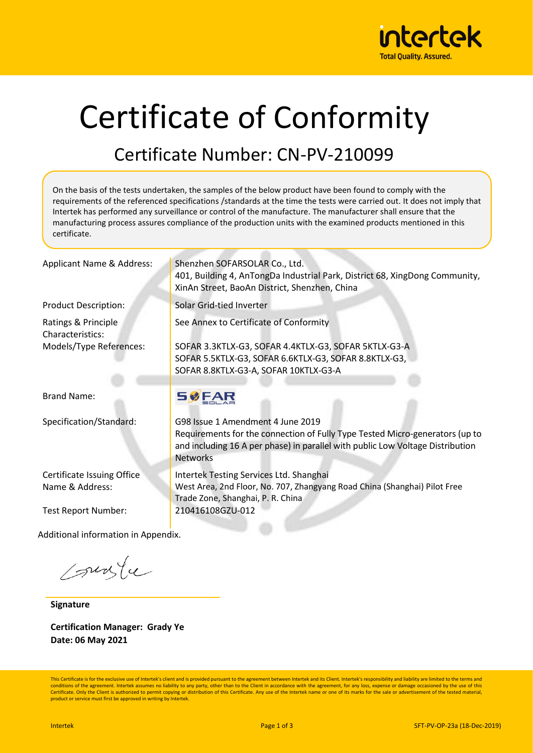# Certificate of Conformity

## Certificate Number: CN-PV-210099

On the basis of the tests undertaken, the samples of the below product have been found to comply with the requirements of the referenced specifications /standards at the time the tests were carried out. It does not imply that Intertek has performed any surveillance or control of the manufacture. The manufacturer shall ensure that the manufacturing process assures compliance of the production units with the examined products mentioned in this certificate.

| | |
|---|---|
| Applicant Name & Address: | Shenzhen SOFARSOLAR Co., Ltd.<br>401, Building 4, AnTongDa Industrial Park, District 68, XingDong Community, XinAn Street, BaoAn District, Shenzhen, China |
| Product Description: | Solar Grid-tied Inverter |
| Ratings & Principle Characteristics: | See Annex to Certificate of Conformity |
| Models/Type References: | SOFAR 3.3KTLX-G3, SOFAR 4.4KTLX-G3, SOFAR 5KTLX-G3-A<br>SOFAR 5.5KTLX-G3, SOFAR 6.6KTLX-G3, SOFAR 8.8KTLX-G3,<br>SOFAR 8.8KTLX-G3-A, SOFAR 10KTLX-G3-A |
| Brand Name: | SOFAR SOLAR |
| Specification/Standard: | G98 Issue 1 Amendment 4 June 2019<br>Requirements for the connection of Fully Type Tested Micro-generators (up to and including 16 A per phase) in parallel with public Low Voltage Distribution Networks |
| Certificate Issuing Office Name & Address: | Intertek Testing Services Ltd. Shanghai<br>West Area, 2nd Floor, No. 707, Zhangyang Road China (Shanghai) Pilot Free Trade Zone, Shanghai, P. R. China |
| Test Report Number: | 210416108GZU-012 |

Additional information in Appendix.

**Signature**

**Certification Manager: Grady Ye**
**Date: 06 May 2021**

This Certificate is for the exclusive use of Intertek's client and is provided pursuant to the agreement between Intertek and its Client. Intertek's responsibility and liability are limited to the terms and conditions of the agreement. Intertek assumes no liability to any party, other than to the Client in accordance with the agreement, for any loss, expense or damage occasioned by the use of this Certificate. Only the Client is authorized to permit copying or distribution of this Certificate. Any use of the Intertek name or one of its marks for the sale or advertisement of the tested material, product or service must first be approved in writing by Intertek.

SFT-PV-OP-23a (18-Dec-2019)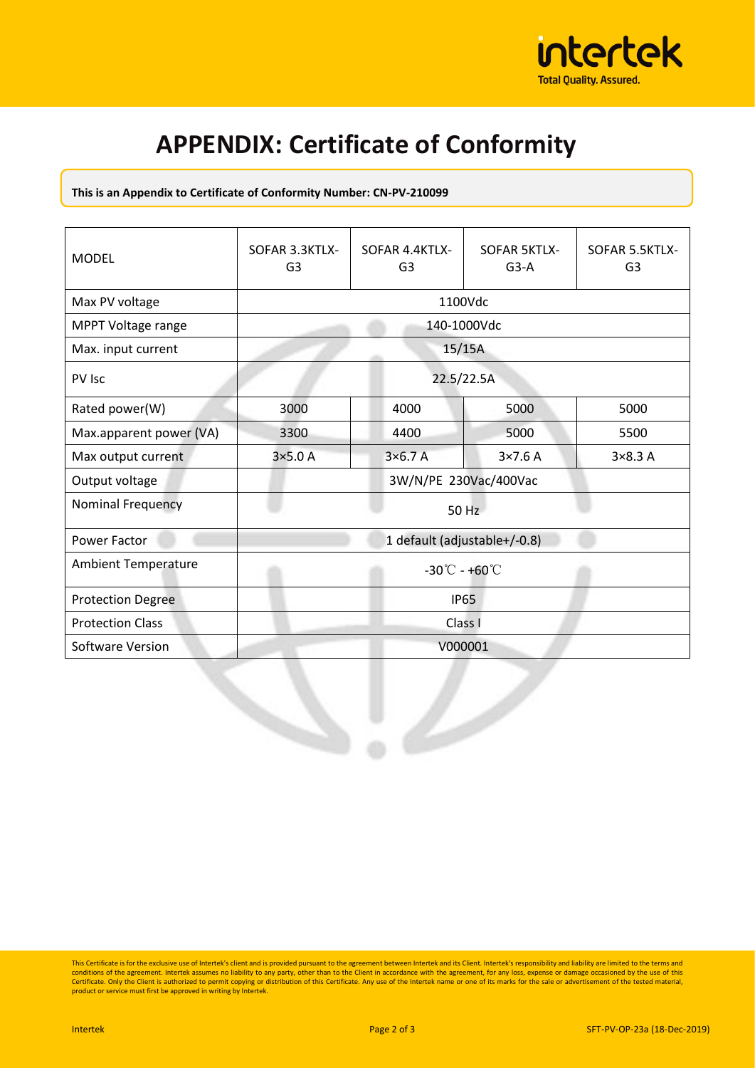# APPENDIX: Certificate of Conformity

**This is an Appendix to Certificate of Conformity Number: CN-PV-210099**

| MODEL | SOFAR 3.3KTLX-G3 | SOFAR 4.4KTLX-G3 | SOFAR 5KTLX-G3-A | SOFAR 5.5KTLX-G3 |
|---|---|---|---|---|
| Max PV voltage | 1100Vdc | | | |
| MPPT Voltage range | 140-1000Vdc | | | |
| Max. input current | 15/15A | | | |
| PV Isc | 22.5/22.5A | | | |
| Rated power(W) | 3000 | 4000 | 5000 | 5000 |
| Max.apparent power (VA) | 3300 | 4400 | 5000 | 5500 |
| Max output current | 3×5.0 A | 3×6.7 A | 3×7.6 A | 3×8.3 A |
| Output voltage | 3W/N/PE 230Vac/400Vac | | | |
| Nominal Frequency | 50 Hz | | | |
| Power Factor | 1 default (adjustable+/-0.8) | | | |
| Ambient Temperature | -30℃ - +60℃ | | | |
| Protection Degree | IP65 | | | |
| Protection Class | Class I | | | |
| Software Version | V000001 | | | |

This Certificate is for the exclusive use of Intertek's client and is provided pursuant to the agreement between Intertek and its Client. Intertek's responsibility and liability are limited to the terms and conditions of the agreement. Intertek assumes no liability to any party, other than to the Client in accordance with the agreement, for any loss, expense or damage occasioned by the use of this Certificate. Only the Client is authorized to permit copying or distribution of this Certificate. Any use of the Intertek name or one of its marks for the sale or advertisement of the tested material, product or service must first be approved in writing by Intertek.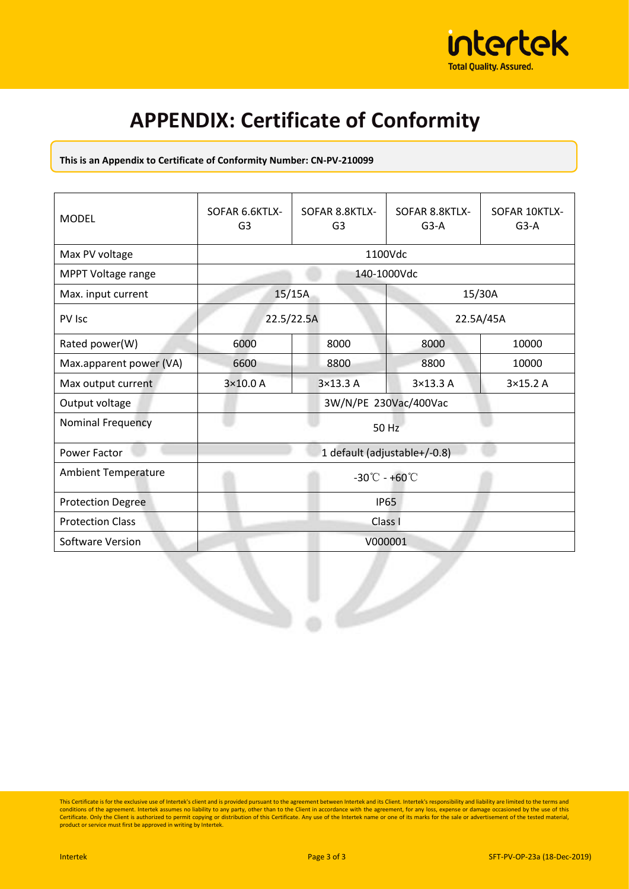# APPENDIX: Certificate of Conformity

**This is an Appendix to Certificate of Conformity Number: CN-PV-210099**

| MODEL | SOFAR 6.6KTLX-G3 | SOFAR 8.8KTLX-G3 | SOFAR 8.8KTLX-G3-A | SOFAR 10KTLX-G3-A |
|---|---|---|---|---|
| Max PV voltage | 1100Vdc | | | |
| MPPT Voltage range | 140-1000Vdc | | | |
| Max. input current | 15/15A | | 15/30A | |
| PV Isc | 22.5/22.5A | | 22.5A/45A | |
| Rated power(W) | 6000 | 8000 | 8000 | 10000 |
| Max.apparent power (VA) | 6600 | 8800 | 8800 | 10000 |
| Max output current | 3×10.0 A | 3×13.3 A | 3×13.3 A | 3×15.2 A |
| Output voltage | 3W/N/PE 230Vac/400Vac | | | |
| Nominal Frequency | 50 Hz | | | |
| Power Factor | 1 default (adjustable+/-0.8) | | | |
| Ambient Temperature | -30℃ - +60℃ | | | |
| Protection Degree | IP65 | | | |
| Protection Class | Class I | | | |
| Software Version | V000001 | | | |

This Certificate is for the exclusive use of Intertek's client and is provided pursuant to the agreement between Intertek and its Client. Intertek's responsibility and liability are limited to the terms and conditions of the agreement. Intertek assumes no liability to any party, other than to the Client in accordance with the agreement, for any loss, expense or damage occasioned by the use of this Certificate. Only the Client is authorized to permit copying or distribution of this Certificate. Any use of the Intertek name or one of its marks for the sale or advertisement of the tested material, product or service must first be approved in writing by Intertek.

SFT-PV-OP-23a (18-Dec-2019)